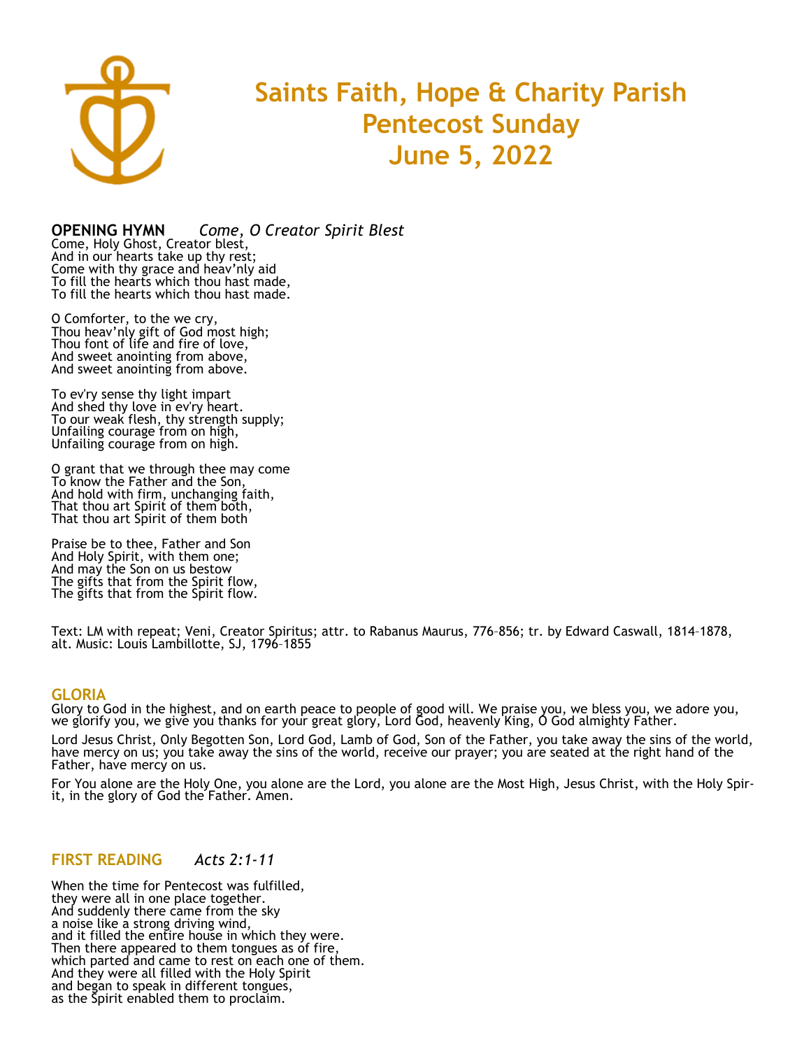# Saints Faith, Hope & Charity Parish
# Pentecost Sunday
# June 5, 2022

**OPENING HYMN** *Come, O Creator Spirit Blest*

Come, Holy Ghost, Creator blest,
And in our hearts take up thy rest;
Come with thy grace and heav'nly aid
To fill the hearts which thou hast made,
To fill the hearts which thou hast made.

O Comforter, to the we cry,
Thou heav'nly gift of God most high;
Thou font of life and fire of love,
And sweet anointing from above,
And sweet anointing from above.

To ev'ry sense thy light impart
And shed thy love in ev'ry heart.
To our weak flesh, thy strength supply;
Unfailing courage from on high,
Unfailing courage from on high.

O grant that we through thee may come
To know the Father and the Son,
And hold with firm, unchanging faith,
That thou art Spirit of them both,
That thou art Spirit of them both

Praise be to thee, Father and Son
And Holy Spirit, with them one;
And may the Son on us bestow
The gifts that from the Spirit flow,
The gifts that from the Spirit flow.

Text: LM with repeat; Veni, Creator Spiritus; attr. to Rabanus Maurus, 776–856; tr. by Edward Caswall, 1814–1878, alt. Music: Louis Lambillotte, SJ, 1796–1855

## GLORIA

Glory to God in the highest, and on earth peace to people of good will. We praise you, we bless you, we adore you, we glorify you, we give you thanks for your great glory, Lord God, heavenly King, O God almighty Father.

Lord Jesus Christ, Only Begotten Son, Lord God, Lamb of God, Son of the Father, you take away the sins of the world, have mercy on us; you take away the sins of the world, receive our prayer; you are seated at the right hand of the Father, have mercy on us.

For You alone are the Holy One, you alone are the Lord, you alone are the Most High, Jesus Christ, with the Holy Spirit, in the glory of God the Father. Amen.

## FIRST READING *Acts 2:1-11*

When the time for Pentecost was fulfilled,
they were all in one place together.
And suddenly there came from the sky
a noise like a strong driving wind,
and it filled the entire house in which they were.
Then there appeared to them tongues as of fire,
which parted and came to rest on each one of them.
And they were all filled with the Holy Spirit
and began to speak in different tongues,
as the Spirit enabled them to proclaim.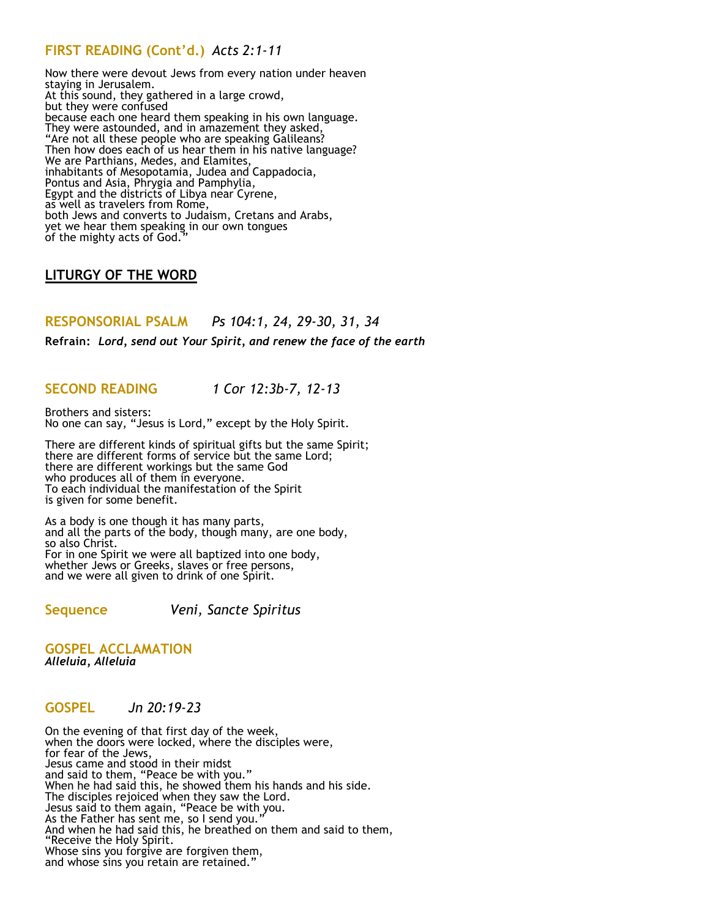## FIRST READING (Cont'd.) *Acts 2:1-11*

Now there were devout Jews from every nation under heaven
staying in Jerusalem.
At this sound, they gathered in a large crowd,
but they were confused
because each one heard them speaking in his own language.
They were astounded, and in amazement they asked,
"Are not all these people who are speaking Galileans?
Then how does each of us hear them in his native language?
We are Parthians, Medes, and Elamites,
inhabitants of Mesopotamia, Judea and Cappadocia,
Pontus and Asia, Phrygia and Pamphylia,
Egypt and the districts of Libya near Cyrene,
as well as travelers from Rome,
both Jews and converts to Judaism, Cretans and Arabs,
yet we hear them speaking in our own tongues
of the mighty acts of God."

## LITURGY OF THE WORD

## RESPONSORIAL PSALM *Ps 104:1, 24, 29-30, 31, 34*

**Refrain:** ***Lord, send out Your Spirit, and renew the face of the earth***

## SECOND READING *1 Cor 12:3b-7, 12-13*

Brothers and sisters:
No one can say, "Jesus is Lord," except by the Holy Spirit.

There are different kinds of spiritual gifts but the same Spirit;
there are different forms of service but the same Lord;
there are different workings but the same God
who produces all of them in everyone.
To each individual the manifestation of the Spirit
is given for some benefit.

As a body is one though it has many parts,
and all the parts of the body, though many, are one body,
so also Christ.
For in one Spirit we were all baptized into one body,
whether Jews or Greeks, slaves or free persons,
and we were all given to drink of one Spirit.

## Sequence *Veni, Sancte Spiritus*

## GOSPEL ACCLAMATION
***Alleluia, Alleluia***

## GOSPEL *Jn 20:19-23*

On the evening of that first day of the week,
when the doors were locked, where the disciples were,
for fear of the Jews,
Jesus came and stood in their midst
and said to them, "Peace be with you."
When he had said this, he showed them his hands and his side.
The disciples rejoiced when they saw the Lord.
Jesus said to them again, "Peace be with you.
As the Father has sent me, so I send you."
And when he had said this, he breathed on them and said to them,
"Receive the Holy Spirit.
Whose sins you forgive are forgiven them,
and whose sins you retain are retained."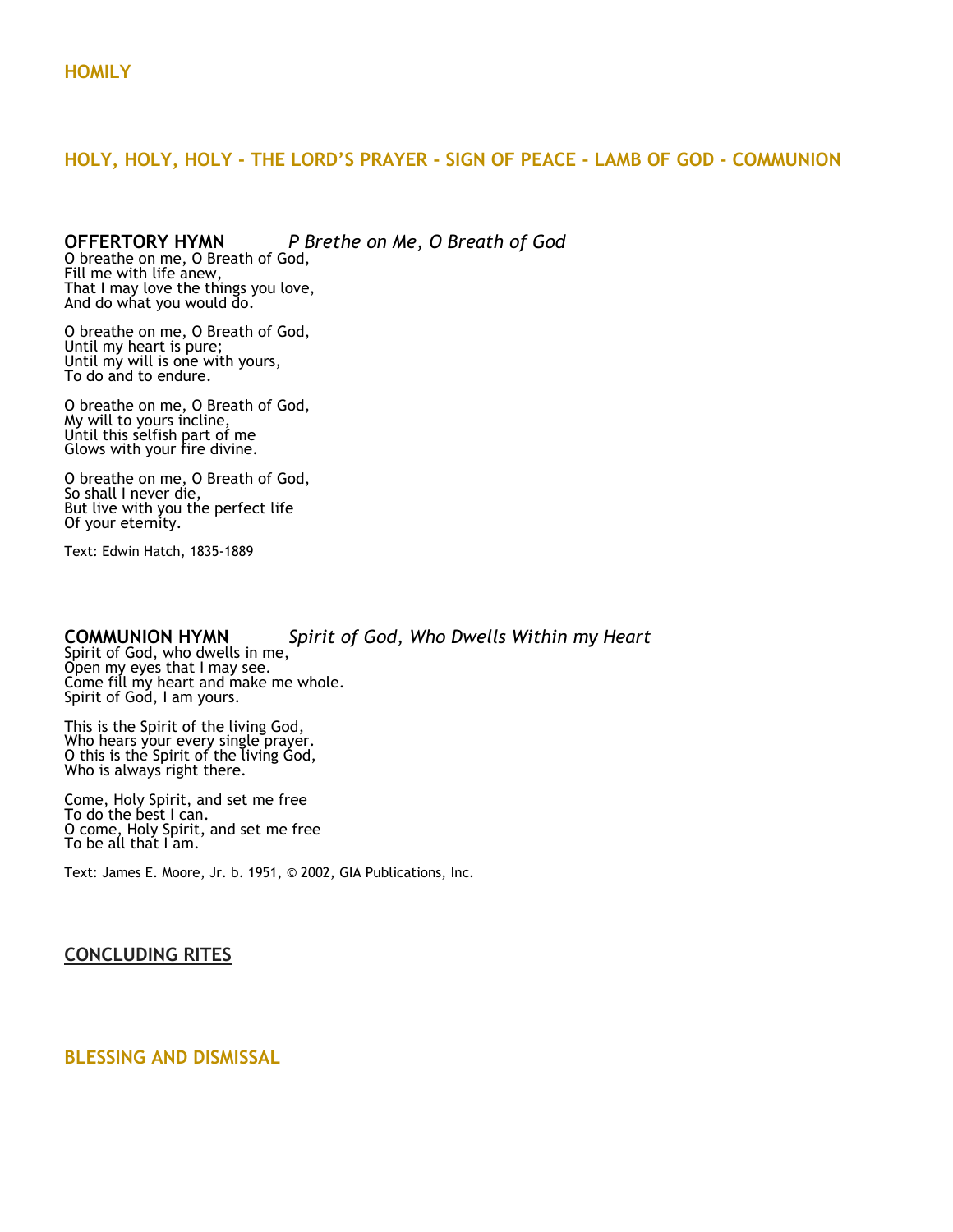## HOMILY

## HOLY, HOLY, HOLY - THE LORD'S PRAYER - SIGN OF PEACE - LAMB OF GOD - COMMUNION

**OFFERTORY HYMN** *P Brethe on Me, O Breath of God*

O breathe on me, O Breath of God,
Fill me with life anew,
That I may love the things you love,
And do what you would do.

O breathe on me, O Breath of God,
Until my heart is pure;
Until my will is one with yours,
To do and to endure.

O breathe on me, O Breath of God,
My will to yours incline,
Until this selfish part of me
Glows with your fire divine.

O breathe on me, O Breath of God,
So shall I never die,
But live with you the perfect life
Of your eternity.

Text: Edwin Hatch, 1835-1889

**COMMUNION HYMN** *Spirit of God, Who Dwells Within my Heart*

Spirit of God, who dwells in me,
Open my eyes that I may see.
Come fill my heart and make me whole.
Spirit of God, I am yours.

This is the Spirit of the living God,
Who hears your every single prayer.
O this is the Spirit of the living God,
Who is always right there.

Come, Holy Spirit, and set me free
To do the best I can.
O come, Holy Spirit, and set me free
To be all that I am.

Text: James E. Moore, Jr. b. 1951, © 2002, GIA Publications, Inc.

## CONCLUDING RITES

## BLESSING AND DISMISSAL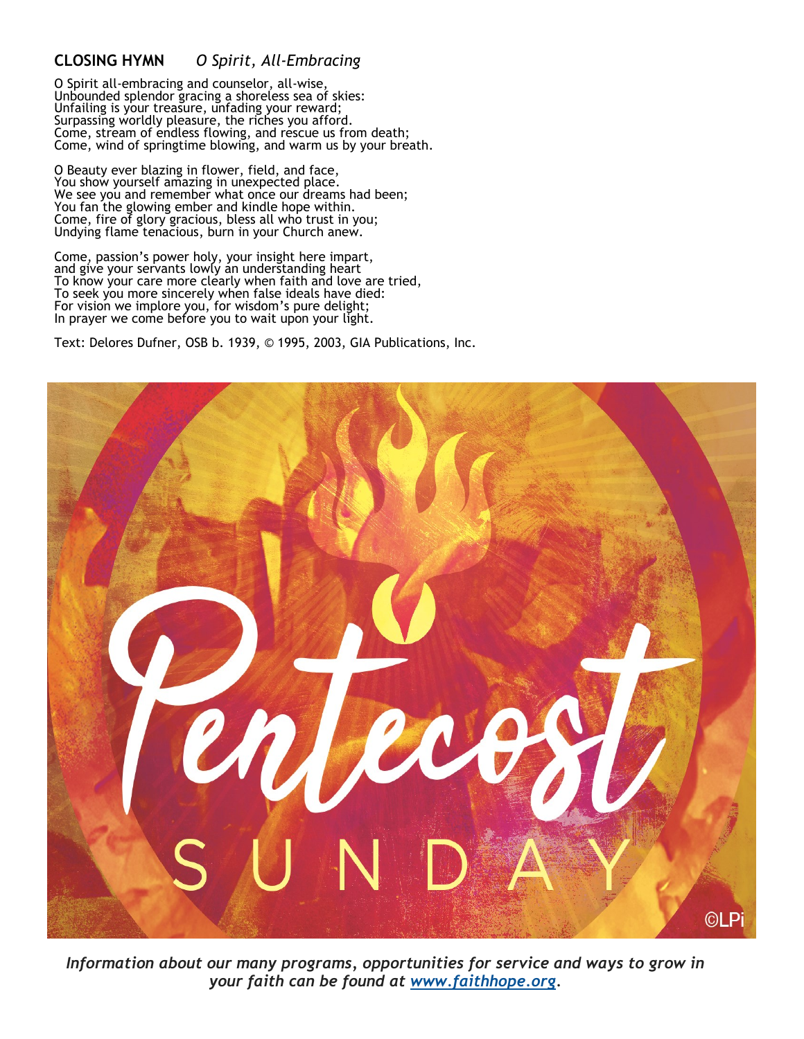**CLOSING HYMN** *O Spirit, All-Embracing*

O Spirit all-embracing and counselor, all-wise,
Unbounded splendor gracing a shoreless sea of skies:
Unfailing is your treasure, unfading your reward;
Surpassing worldly pleasure, the riches you afford.
Come, stream of endless flowing, and rescue us from death;
Come, wind of springtime blowing, and warm us by your breath.

O Beauty ever blazing in flower, field, and face,
You show yourself amazing in unexpected place.
We see you and remember what once our dreams had been;
You fan the glowing ember and kindle hope within.
Come, fire of glory gracious, bless all who trust in you;
Undying flame tenacious, burn in your Church anew.

Come, passion's power holy, your insight here impart,
and give your servants lowly an understanding heart
To know your care more clearly when faith and love are tried,
To seek you more sincerely when false ideals have died:
For vision we implore you, for wisdom's pure delight;
In prayer we come before you to wait upon your light.

Text: Delores Dufner, OSB b. 1939, © 1995, 2003, GIA Publications, Inc.

Pentecost SUNDAY

©LPi

*Information about our many programs, opportunities for service and ways to grow in your faith can be found at [www.faithhope.org](http://www.faithhope.org).*